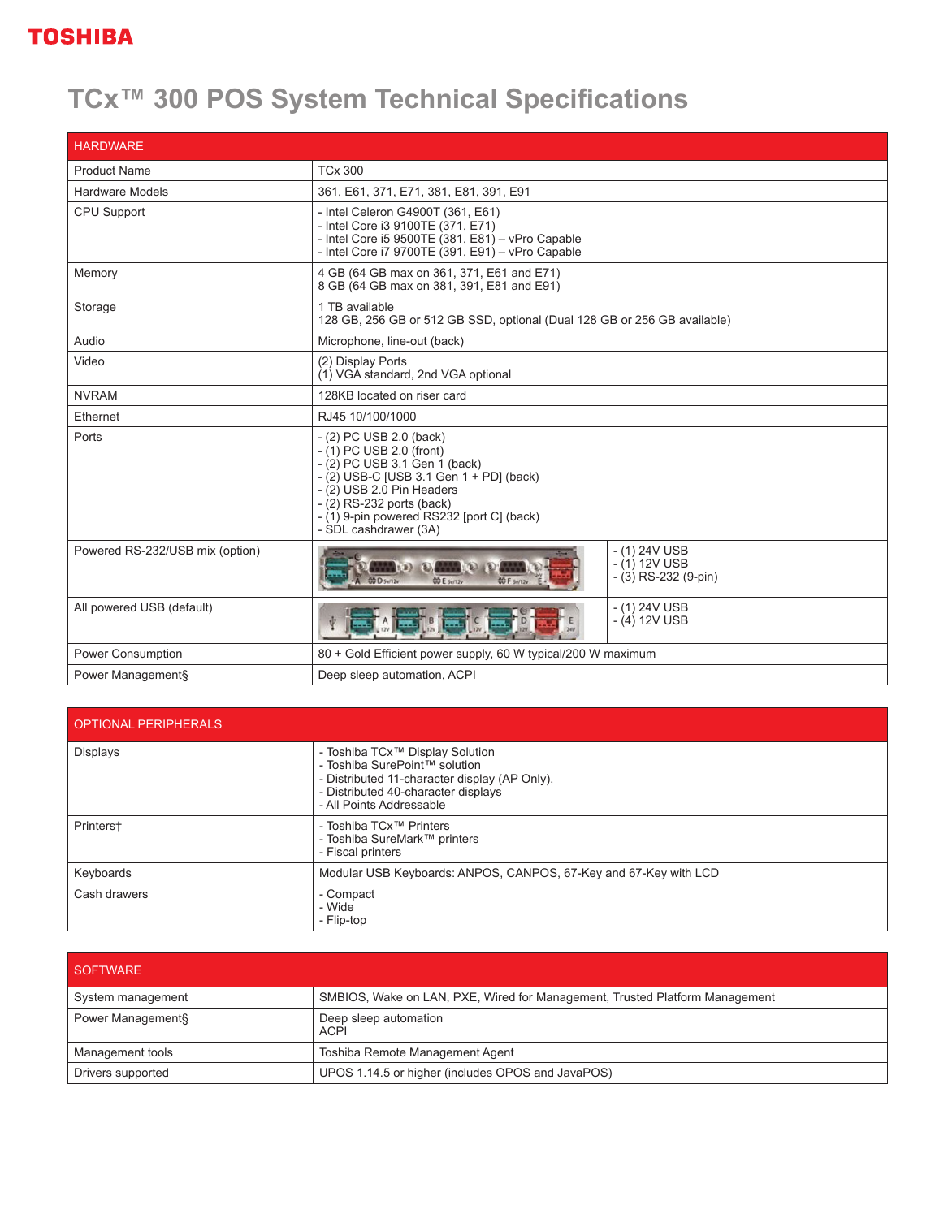TOSHIBA

# TCx™ 300 POS System Technical Specifications

| HARDWARE | | |
|---|---|---|
| Product Name | TCx 300 | |
| Hardware Models | 361, E61, 371, E71, 381, E81, 391, E91 | |
| CPU Support | - Intel Celeron G4900T (361, E61)<br>- Intel Core i3 9100TE (371, E71)<br>- Intel Core i5 9500TE (381, E81) – vPro Capable<br>- Intel Core i7 9700TE (391, E91) – vPro Capable | |
| Memory | 4 GB (64 GB max on 361, 371, E61 and E71)<br>8 GB (64 GB max on 381, 391, E81 and E91) | |
| Storage | 1 TB available<br>128 GB, 256 GB or 512 GB SSD, optional (Dual 128 GB or 256 GB available) | |
| Audio | Microphone, line-out (back) | |
| Video | (2) Display Ports<br>(1) VGA standard, 2nd VGA optional | |
| NVRAM | 128KB located on riser card | |
| Ethernet | RJ45 10/100/1000 | |
| Ports | - (2) PC USB 2.0 (back)<br>- (1) PC USB 2.0 (front)<br>- (2) PC USB 3.1 Gen 1 (back)<br>- (2) USB-C [USB 3.1 Gen 1 + PD] (back)<br>- (2) USB 2.0 Pin Headers<br>- (2) RS-232 ports (back)<br>- (1) 9-pin powered RS232 [port C] (back)<br>- SDL cashdrawer (3A) | |
| Powered RS-232/USB mix (option) | | - (1) 24V USB<br>- (1) 12V USB<br>- (3) RS-232 (9-pin) |
| All powered USB (default) | | - (1) 24V USB<br>- (4) 12V USB |
| Power Consumption | 80 + Gold Efficient power supply, 60 W typical/200 W maximum | |
| Power Management§ | Deep sleep automation, ACPI | |

| OPTIONAL PERIPHERALS | |
|---|---|
| Displays | - Toshiba TCx™ Display Solution<br>- Toshiba SurePoint™ solution<br>- Distributed 11-character display (AP Only),<br>- Distributed 40-character displays<br>- All Points Addressable |
| Printers† | - Toshiba TCx™ Printers<br>- Toshiba SureMark™ printers<br>- Fiscal printers |
| Keyboards | Modular USB Keyboards: ANPOS, CANPOS, 67-Key and 67-Key with LCD |
| Cash drawers | - Compact<br>- Wide<br>- Flip-top |

| SOFTWARE | |
|---|---|
| System management | SMBIOS, Wake on LAN, PXE, Wired for Management, Trusted Platform Management |
| Power Management§ | Deep sleep automation<br>ACPI |
| Management tools | Toshiba Remote Management Agent |
| Drivers supported | UPOS 1.14.5 or higher (includes OPOS and JavaPOS) |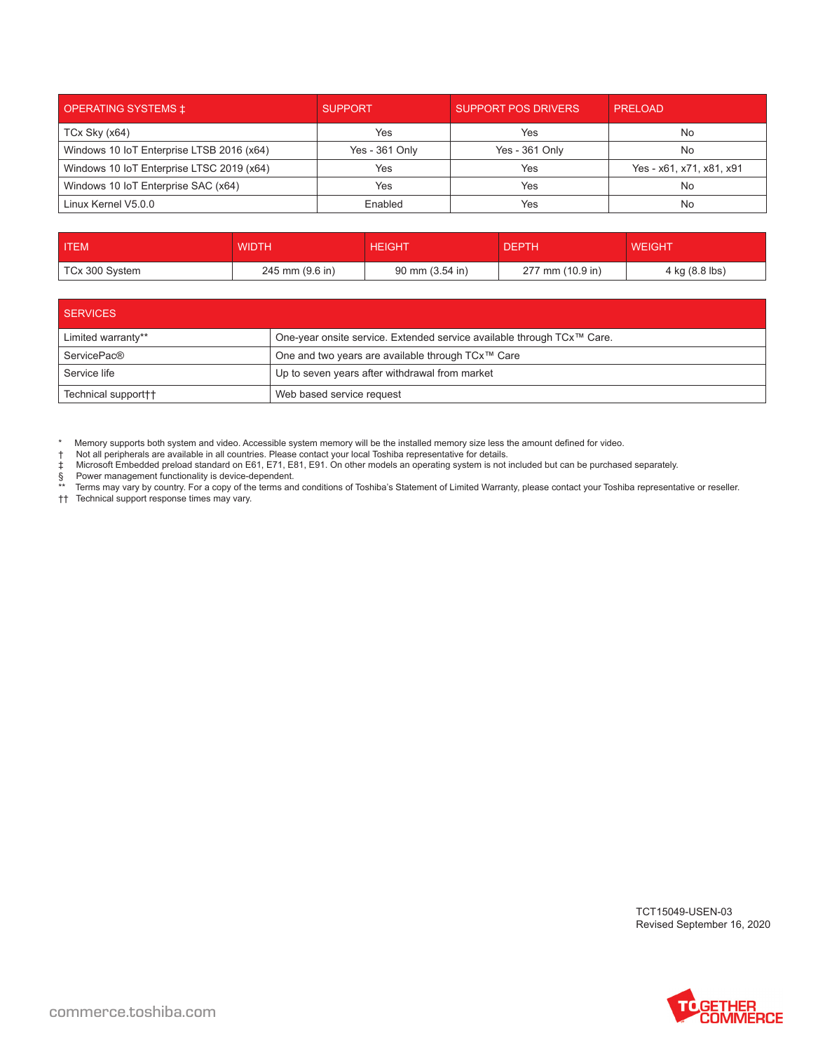| OPERATING SYSTEMS ‡ | SUPPORT | SUPPORT POS DRIVERS | PRELOAD |
|---|---|---|---|
| TCx Sky (x64) | Yes | Yes | No |
| Windows 10 IoT Enterprise LTSB 2016 (x64) | Yes - 361 Only | Yes - 361 Only | No |
| Windows 10 IoT Enterprise LTSC 2019 (x64) | Yes | Yes | Yes - x61, x71, x81, x91 |
| Windows 10 IoT Enterprise SAC (x64) | Yes | Yes | No |
| Linux Kernel V5.0.0 | Enabled | Yes | No |

| ITEM | WIDTH | HEIGHT | DEPTH | WEIGHT |
|---|---|---|---|---|
| TCx 300 System | 245 mm (9.6 in) | 90 mm (3.54 in) | 277 mm (10.9 in) | 4 kg (8.8 lbs) |

| SERVICES | |
|---|---|
| Limited warranty** | One-year onsite service. Extended service available through TCx™ Care. |
| ServicePac® | One and two years are available through TCx™ Care |
| Service life | Up to seven years after withdrawal from market |
| Technical support†† | Web based service request |

\* Memory supports both system and video. Accessible system memory will be the installed memory size less the amount defined for video.

† Not all peripherals are available in all countries. Please contact your local Toshiba representative for details.

‡ Microsoft Embedded preload standard on E61, E71, E81, E91. On other models an operating system is not included but can be purchased separately.

§ Power management functionality is device-dependent.

** Terms may vary by country. For a copy of the terms and conditions of Toshiba's Statement of Limited Warranty, please contact your Toshiba representative or reseller.

†† Technical support response times may vary.

TCT15049-USEN-03
Revised September 16, 2020

commerce.toshiba.com

TOGETHER COMMERCE